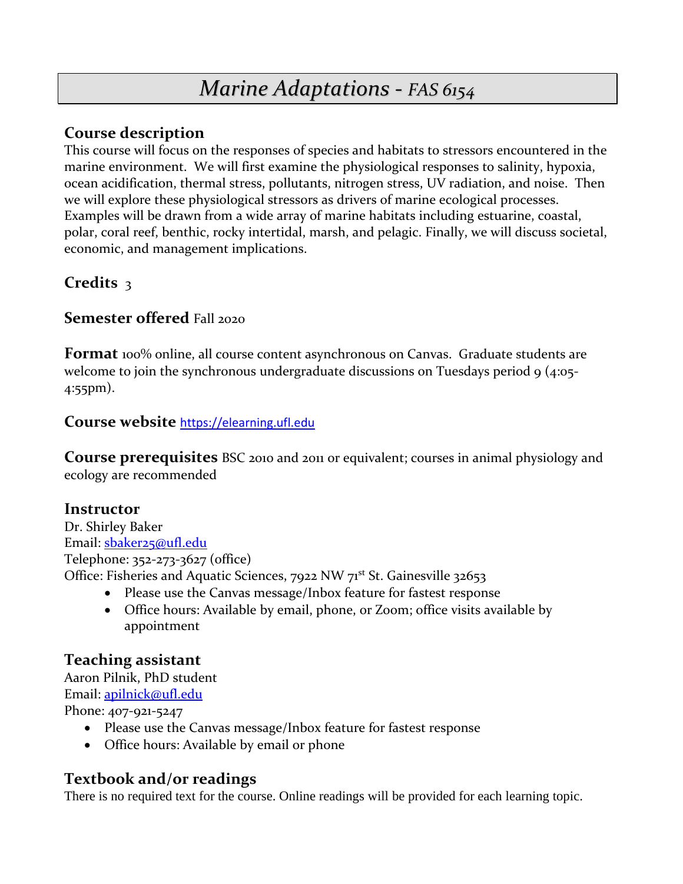# *Marine Adaptations - FAS 6154*

## Course description

This course will focus on the responses of species and habitats to stressors encountered in the marine environment. We will first examine the physiological responses to salinity, hypoxia, ocean acidification, thermal stress, pollutants, nitrogen stress, UV radiation, and noise. Then we will explore these physiological stressors as drivers of marine ecological processes. Examples will be drawn from a wide array of marine habitats including estuarine, coastal, polar, coral reef, benthic, rocky intertidal, marsh, and pelagic. Finally, we will discuss societal, economic, and management implications.

**Credits** 3

**Semester offered** Fall 2020

**Format** 100% online, all course content asynchronous on Canvas. Graduate students are welcome to join the synchronous undergraduate discussions on Tuesdays period 9 (4:05-4:55pm).

**Course website** [https://elearning.ufl.edu](https://elearning.ufl.edu)

**Course prerequisites** BSC 2010 and 2011 or equivalent; courses in animal physiology and ecology are recommended

## Instructor

Dr. Shirley Baker
Email: [sbaker25@ufl.edu](mailto:sbaker25@ufl.edu)
Telephone: 352-273-3627 (office)
Office: Fisheries and Aquatic Sciences, 7922 NW 71st St. Gainesville 32653

- Please use the Canvas message/Inbox feature for fastest response
- Office hours: Available by email, phone, or Zoom; office visits available by appointment

## Teaching assistant

Aaron Pilnik, PhD student
Email: [apilnick@ufl.edu](mailto:apilnick@ufl.edu)
Phone: 407-921-5247

- Please use the Canvas message/Inbox feature for fastest response
- Office hours: Available by email or phone

## Textbook and/or readings

There is no required text for the course. Online readings will be provided for each learning topic.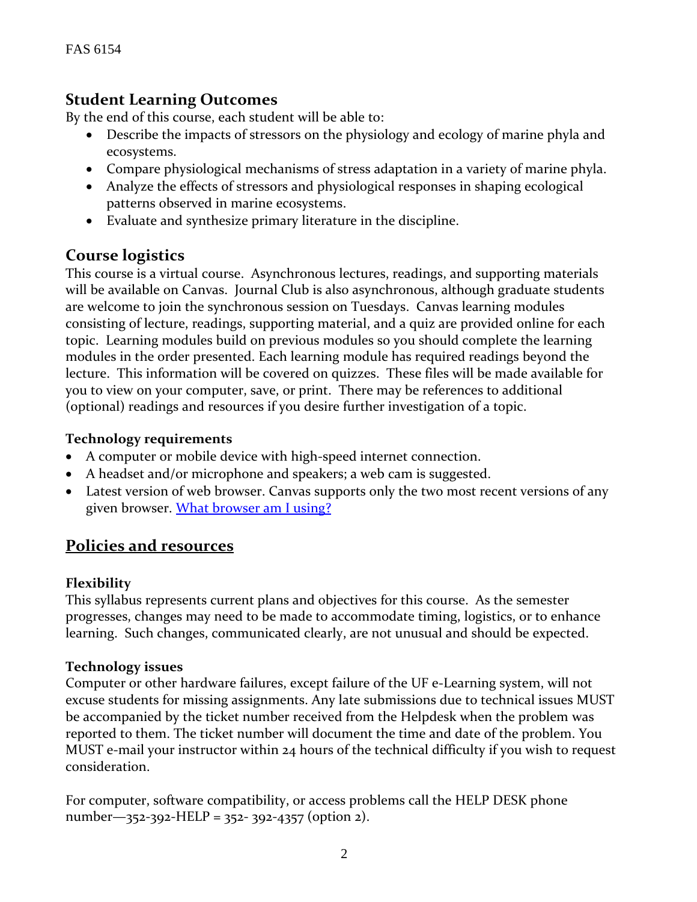## Student Learning Outcomes

By the end of this course, each student will be able to:

- Describe the impacts of stressors on the physiology and ecology of marine phyla and ecosystems.
- Compare physiological mechanisms of stress adaptation in a variety of marine phyla.
- Analyze the effects of stressors and physiological responses in shaping ecological patterns observed in marine ecosystems.
- Evaluate and synthesize primary literature in the discipline.

## Course logistics

This course is a virtual course. Asynchronous lectures, readings, and supporting materials will be available on Canvas. Journal Club is also asynchronous, although graduate students are welcome to join the synchronous session on Tuesdays. Canvas learning modules consisting of lecture, readings, supporting material, and a quiz are provided online for each topic. Learning modules build on previous modules so you should complete the learning modules in the order presented. Each learning module has required readings beyond the lecture. This information will be covered on quizzes. These files will be made available for you to view on your computer, save, or print. There may be references to additional (optional) readings and resources if you desire further investigation of a topic.

### Technology requirements

- A computer or mobile device with high-speed internet connection.
- A headset and/or microphone and speakers; a web cam is suggested.
- Latest version of web browser. Canvas supports only the two most recent versions of any given browser. [What browser am I using?]

## Policies and resources

### Flexibility

This syllabus represents current plans and objectives for this course. As the semester progresses, changes may need to be made to accommodate timing, logistics, or to enhance learning. Such changes, communicated clearly, are not unusual and should be expected.

### Technology issues

Computer or other hardware failures, except failure of the UF e-Learning system, will not excuse students for missing assignments. Any late submissions due to technical issues MUST be accompanied by the ticket number received from the Helpdesk when the problem was reported to them. The ticket number will document the time and date of the problem. You MUST e-mail your instructor within 24 hours of the technical difficulty if you wish to request consideration.

For computer, software compatibility, or access problems call the HELP DESK phone number—352-392-HELP = 352- 392-4357 (option 2).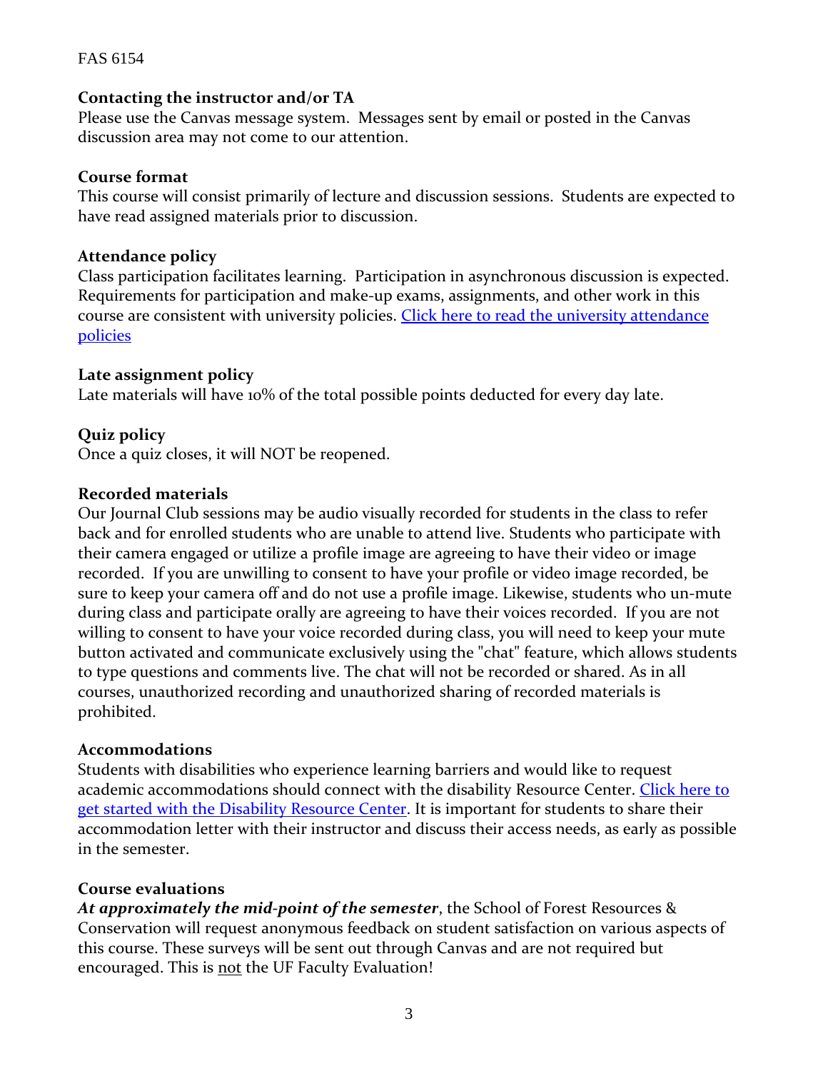**Contacting the instructor and/or TA**

Please use the Canvas message system. Messages sent by email or posted in the Canvas discussion area may not come to our attention.

**Course format**

This course will consist primarily of lecture and discussion sessions. Students are expected to have read assigned materials prior to discussion.

**Attendance policy**

Class participation facilitates learning. Participation in asynchronous discussion is expected. Requirements for participation and make-up exams, assignments, and other work in this course are consistent with university policies. Click here to read the university attendance policies

**Late assignment policy**

Late materials will have 10% of the total possible points deducted for every day late.

**Quiz policy**

Once a quiz closes, it will NOT be reopened.

**Recorded materials**

Our Journal Club sessions may be audio visually recorded for students in the class to refer back and for enrolled students who are unable to attend live. Students who participate with their camera engaged or utilize a profile image are agreeing to have their video or image recorded. If you are unwilling to consent to have your profile or video image recorded, be sure to keep your camera off and do not use a profile image. Likewise, students who un-mute during class and participate orally are agreeing to have their voices recorded. If you are not willing to consent to have your voice recorded during class, you will need to keep your mute button activated and communicate exclusively using the "chat" feature, which allows students to type questions and comments live. The chat will not be recorded or shared. As in all courses, unauthorized recording and unauthorized sharing of recorded materials is prohibited.

**Accommodations**

Students with disabilities who experience learning barriers and would like to request academic accommodations should connect with the disability Resource Center. Click here to get started with the Disability Resource Center. It is important for students to share their accommodation letter with their instructor and discuss their access needs, as early as possible in the semester.

**Course evaluations**

***At approximately the mid-point of the semester***, the School of Forest Resources & Conservation will request anonymous feedback on student satisfaction on various aspects of this course. These surveys will be sent out through Canvas and are not required but encouraged. This is not the UF Faculty Evaluation!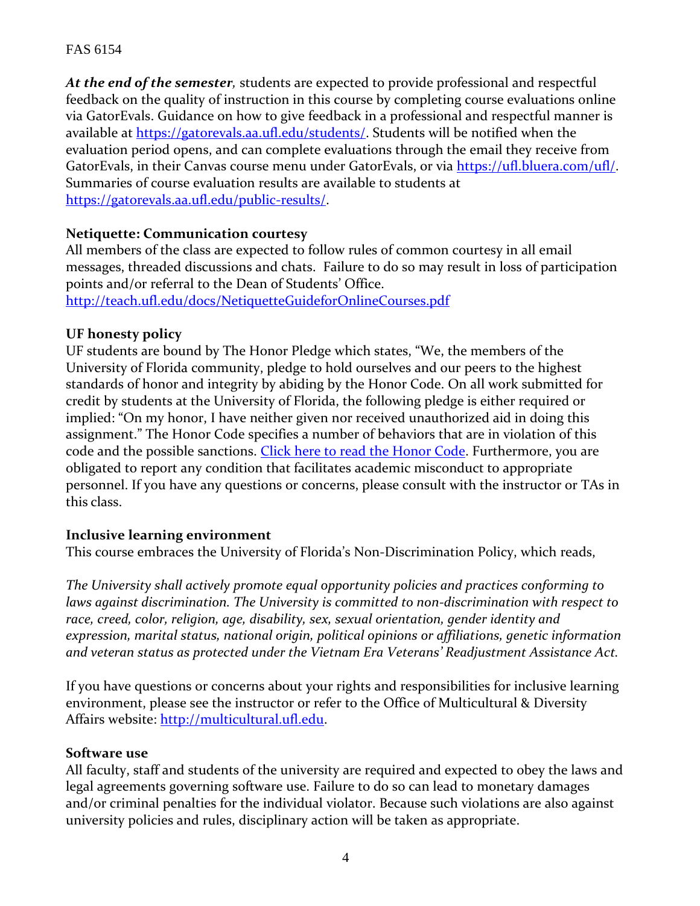***At the end of the semester,*** students are expected to provide professional and respectful feedback on the quality of instruction in this course by completing course evaluations online via GatorEvals. Guidance on how to give feedback in a professional and respectful manner is available at [https://gatorevals.aa.ufl.edu/students/](https://gatorevals.aa.ufl.edu/students/). Students will be notified when the evaluation period opens, and can complete evaluations through the email they receive from GatorEvals, in their Canvas course menu under GatorEvals, or via [https://ufl.bluera.com/ufl/](https://ufl.bluera.com/ufl/). Summaries of course evaluation results are available to students at [https://gatorevals.aa.ufl.edu/public-results/](https://gatorevals.aa.ufl.edu/public-results/).

**Netiquette: Communication courtesy**

All members of the class are expected to follow rules of common courtesy in all email messages, threaded discussions and chats. Failure to do so may result in loss of participation points and/or referral to the Dean of Students' Office.
[http://teach.ufl.edu/docs/NetiquetteGuideforOnlineCourses.pdf](http://teach.ufl.edu/docs/NetiquetteGuideforOnlineCourses.pdf)

**UF honesty policy**

UF students are bound by The Honor Pledge which states, "We, the members of the University of Florida community, pledge to hold ourselves and our peers to the highest standards of honor and integrity by abiding by the Honor Code. On all work submitted for credit by students at the University of Florida, the following pledge is either required or implied: "On my honor, I have neither given nor received unauthorized aid in doing this assignment." The Honor Code specifies a number of behaviors that are in violation of this code and the possible sanctions. Click here to read the Honor Code. Furthermore, you are obligated to report any condition that facilitates academic misconduct to appropriate personnel. If you have any questions or concerns, please consult with the instructor or TAs in this class.

**Inclusive learning environment**

This course embraces the University of Florida's Non-Discrimination Policy, which reads,

*The University shall actively promote equal opportunity policies and practices conforming to laws against discrimination. The University is committed to non-discrimination with respect to race, creed, color, religion, age, disability, sex, sexual orientation, gender identity and expression, marital status, national origin, political opinions or affiliations, genetic information and veteran status as protected under the Vietnam Era Veterans' Readjustment Assistance Act.*

If you have questions or concerns about your rights and responsibilities for inclusive learning environment, please see the instructor or refer to the Office of Multicultural & Diversity Affairs website: [http://multicultural.ufl.edu](http://multicultural.ufl.edu).

**Software use**

All faculty, staff and students of the university are required and expected to obey the laws and legal agreements governing software use. Failure to do so can lead to monetary damages and/or criminal penalties for the individual violator. Because such violations are also against university policies and rules, disciplinary action will be taken as appropriate.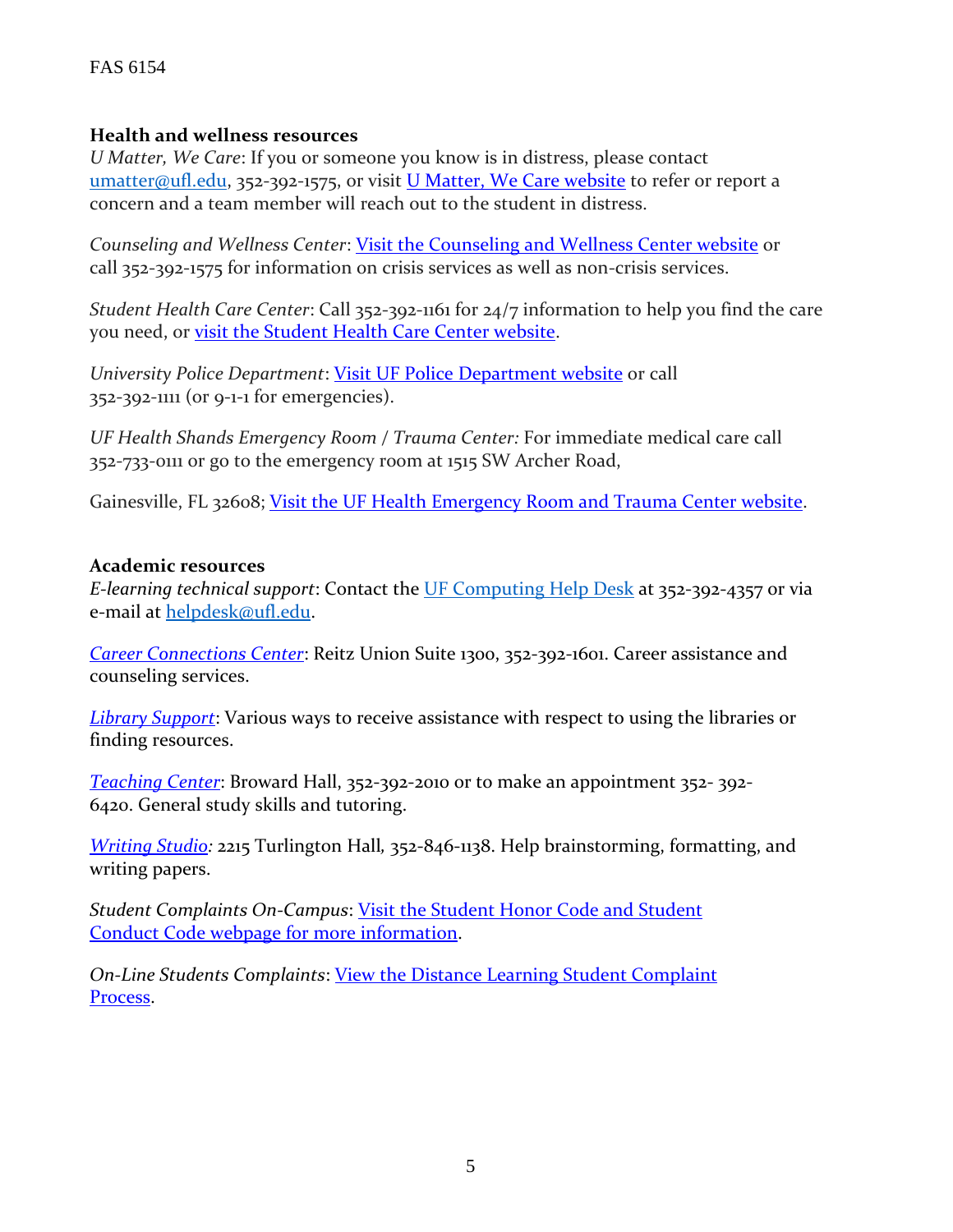### Health and wellness resources

*U Matter, We Care*: If you or someone you know is in distress, please contact umatter@ufl.edu, 352-392-1575, or visit U Matter, We Care website to refer or report a concern and a team member will reach out to the student in distress.

*Counseling and Wellness Center*: Visit the Counseling and Wellness Center website or call 352-392-1575 for information on crisis services as well as non-crisis services.

*Student Health Care Center*: Call 352-392-1161 for 24/7 information to help you find the care you need, or visit the Student Health Care Center website.

*University Police Department*: Visit UF Police Department website or call 352-392-1111 (or 9-1-1 for emergencies).

*UF Health Shands Emergency Room / Trauma Center:* For immediate medical care call 352-733-0111 or go to the emergency room at 1515 SW Archer Road,

Gainesville, FL 32608; Visit the UF Health Emergency Room and Trauma Center website.

### Academic resources

*E-learning technical support*: Contact the UF Computing Help Desk at 352-392-4357 or via e-mail at helpdesk@ufl.edu.

*Career Connections Center*: Reitz Union Suite 1300, 352-392-1601. Career assistance and counseling services.

*Library Support*: Various ways to receive assistance with respect to using the libraries or finding resources.

*Teaching Center*: Broward Hall, 352-392-2010 or to make an appointment 352- 392-6420. General study skills and tutoring.

*Writing Studio:* 2215 Turlington Hall*,* 352-846-1138. Help brainstorming, formatting, and writing papers.

*Student Complaints On-Campus*: Visit the Student Honor Code and Student Conduct Code webpage for more information.

*On-Line Students Complaints*: View the Distance Learning Student Complaint Process.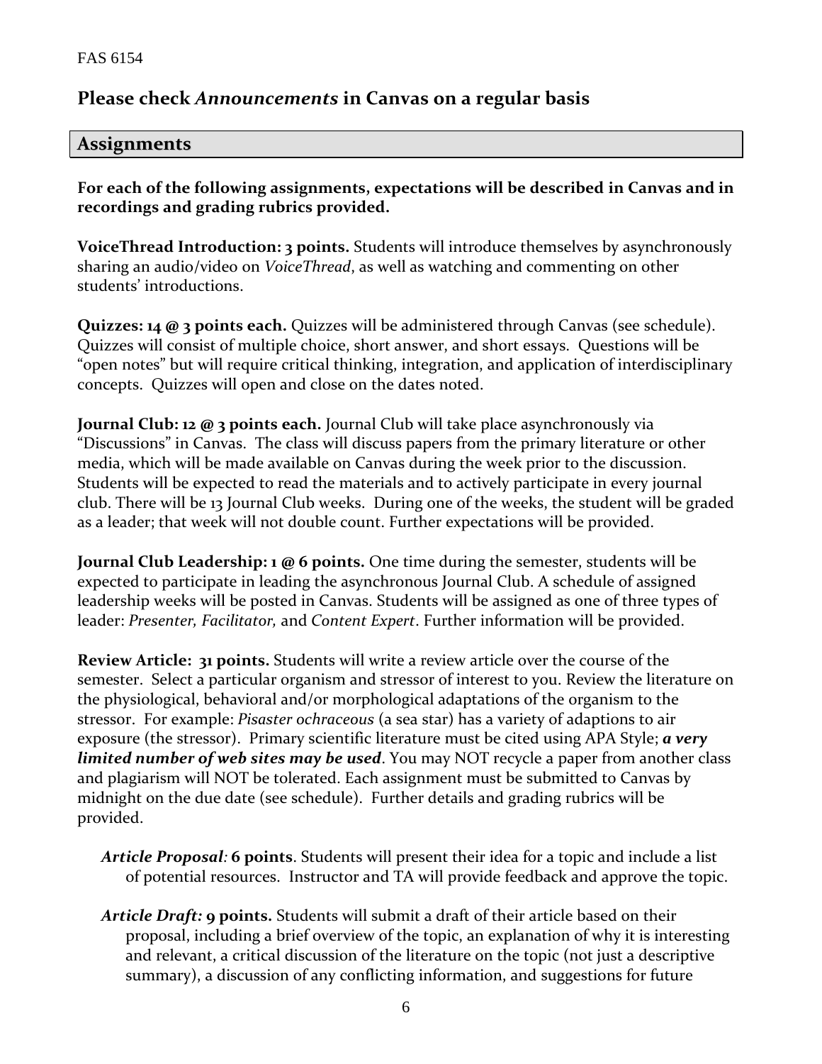## Please check *Announcements* in Canvas on a regular basis

## Assignments

**For each of the following assignments, expectations will be described in Canvas and in recordings and grading rubrics provided.**

**VoiceThread Introduction: 3 points.** Students will introduce themselves by asynchronously sharing an audio/video on *VoiceThread*, as well as watching and commenting on other students' introductions.

**Quizzes: 14 @ 3 points each.** Quizzes will be administered through Canvas (see schedule). Quizzes will consist of multiple choice, short answer, and short essays. Questions will be "open notes" but will require critical thinking, integration, and application of interdisciplinary concepts. Quizzes will open and close on the dates noted.

**Journal Club: 12 @ 3 points each.** Journal Club will take place asynchronously via "Discussions" in Canvas. The class will discuss papers from the primary literature or other media, which will be made available on Canvas during the week prior to the discussion. Students will be expected to read the materials and to actively participate in every journal club. There will be 13 Journal Club weeks. During one of the weeks, the student will be graded as a leader; that week will not double count. Further expectations will be provided.

**Journal Club Leadership: 1 @ 6 points.** One time during the semester, students will be expected to participate in leading the asynchronous Journal Club. A schedule of assigned leadership weeks will be posted in Canvas. Students will be assigned as one of three types of leader: *Presenter, Facilitator,* and *Content Expert*. Further information will be provided.

**Review Article: 31 points.** Students will write a review article over the course of the semester. Select a particular organism and stressor of interest to you. Review the literature on the physiological, behavioral and/or morphological adaptations of the organism to the stressor. For example: *Pisaster ochraceous* (a sea star) has a variety of adaptions to air exposure (the stressor). Primary scientific literature must be cited using APA Style; ***a very limited number of web sites may be used***. You may NOT recycle a paper from another class and plagiarism will NOT be tolerated. Each assignment must be submitted to Canvas by midnight on the due date (see schedule). Further details and grading rubrics will be provided.

- ***Article Proposal*:** **6 points**. Students will present their idea for a topic and include a list of potential resources. Instructor and TA will provide feedback and approve the topic.
- ***Article Draft:*** **9 points.** Students will submit a draft of their article based on their proposal, including a brief overview of the topic, an explanation of why it is interesting and relevant, a critical discussion of the literature on the topic (not just a descriptive summary), a discussion of any conflicting information, and suggestions for future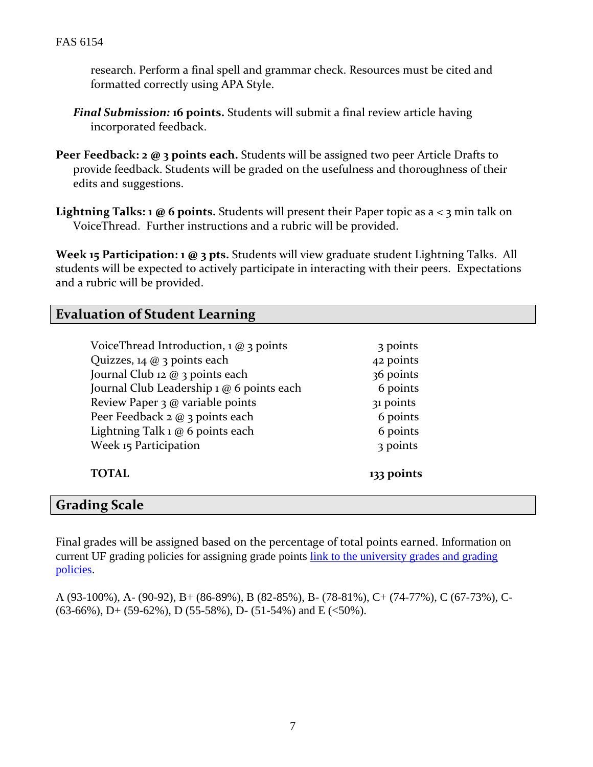research. Perform a final spell and grammar check. Resources must be cited and formatted correctly using APA Style.

***Final Submission:* 16 points.** Students will submit a final review article having incorporated feedback.

**Peer Feedback: 2 @ 3 points each.** Students will be assigned two peer Article Drafts to provide feedback. Students will be graded on the usefulness and thoroughness of their edits and suggestions.

**Lightning Talks: 1 @ 6 points.** Students will present their Paper topic as a < 3 min talk on VoiceThread. Further instructions and a rubric will be provided.

**Week 15 Participation: 1 @ 3 pts.** Students will view graduate student Lightning Talks. All students will be expected to actively participate in interacting with their peers. Expectations and a rubric will be provided.

## Evaluation of Student Learning

| | |
|---|---|
| VoiceThread Introduction, 1 @ 3 points | 3 points |
| Quizzes, 14 @ 3 points each | 42 points |
| Journal Club 12 @ 3 points each | 36 points |
| Journal Club Leadership 1 @ 6 points each | 6 points |
| Review Paper 3 @ variable points | 31 points |
| Peer Feedback 2 @ 3 points each | 6 points |
| Lightning Talk 1 @ 6 points each | 6 points |
| Week 15 Participation | 3 points |
| **TOTAL** | **133 points** |

## Grading Scale

Final grades will be assigned based on the percentage of total points earned. Information on current UF grading policies for assigning grade points [link to the university grades and grading policies].

A (93-100%), A- (90-92), B+ (86-89%), B (82-85%), B- (78-81%), C+ (74-77%), C (67-73%), C- (63-66%), D+ (59-62%), D (55-58%), D- (51-54%) and E (<50%).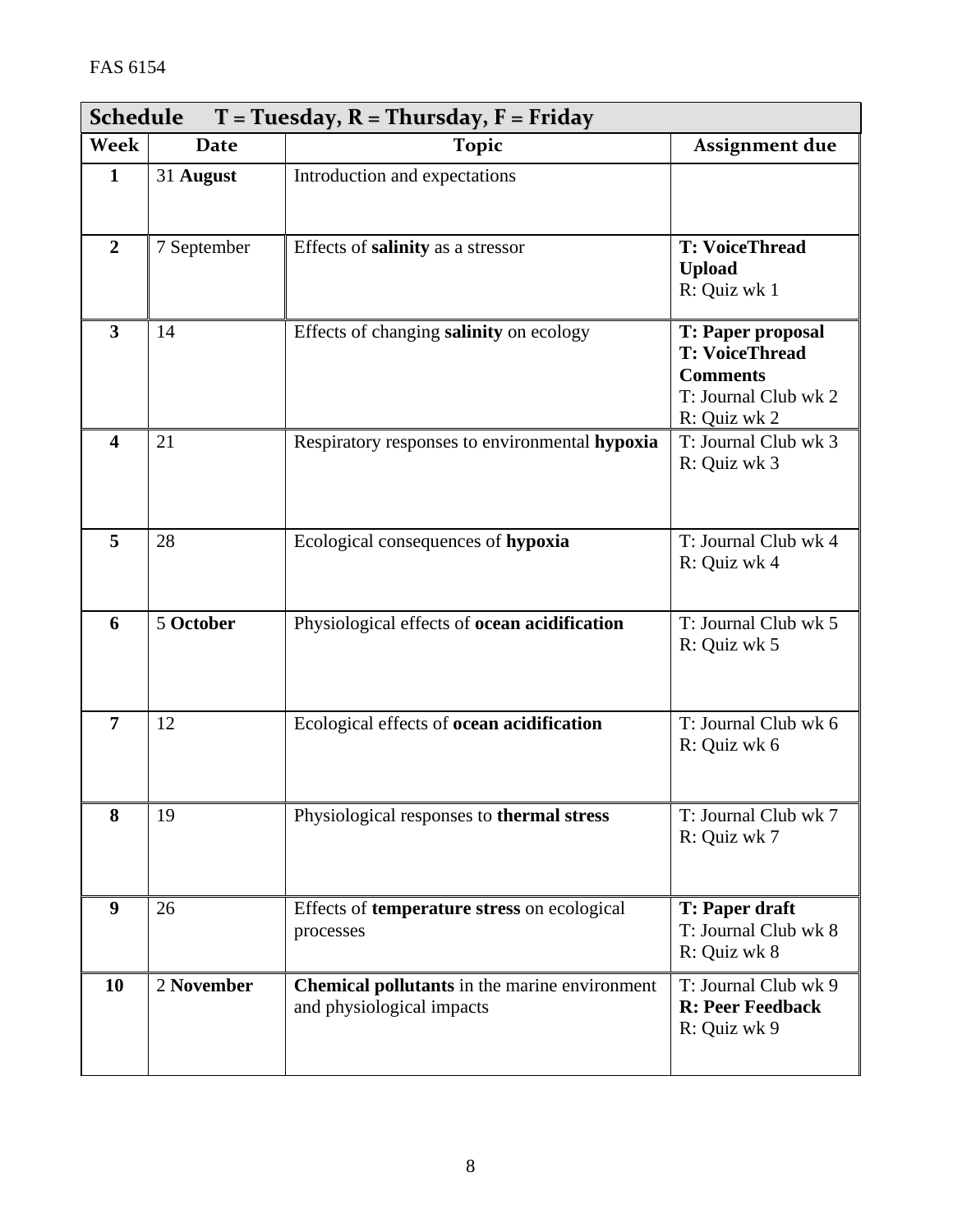FAS 6154

| **Schedule T = Tuesday, R = Thursday, F = Friday** | | | |
|---|---|---|---|
| **Week** | **Date** | **Topic** | **Assignment due** |
| **1** | 31 **August** | Introduction and expectations | |
| **2** | 7 September | Effects of **salinity** as a stressor | **T: VoiceThread Upload**<br>R: Quiz wk 1 |
| **3** | 14 | Effects of changing **salinity** on ecology | **T: Paper proposal**<br>**T: VoiceThread Comments**<br>T: Journal Club wk 2<br>R: Quiz wk 2 |
| **4** | 21 | Respiratory responses to environmental **hypoxia** | T: Journal Club wk 3<br>R: Quiz wk 3 |
| **5** | 28 | Ecological consequences of **hypoxia** | T: Journal Club wk 4<br>R: Quiz wk 4 |
| **6** | 5 **October** | Physiological effects of **ocean acidification** | T: Journal Club wk 5<br>R: Quiz wk 5 |
| **7** | 12 | Ecological effects of **ocean acidification** | T: Journal Club wk 6<br>R: Quiz wk 6 |
| **8** | 19 | Physiological responses to **thermal stress** | T: Journal Club wk 7<br>R: Quiz wk 7 |
| **9** | 26 | Effects of **temperature stress** on ecological processes | **T: Paper draft**<br>T: Journal Club wk 8<br>R: Quiz wk 8 |
| **10** | 2 **November** | **Chemical pollutants** in the marine environment and physiological impacts | T: Journal Club wk 9<br>**R: Peer Feedback**<br>R: Quiz wk 9 |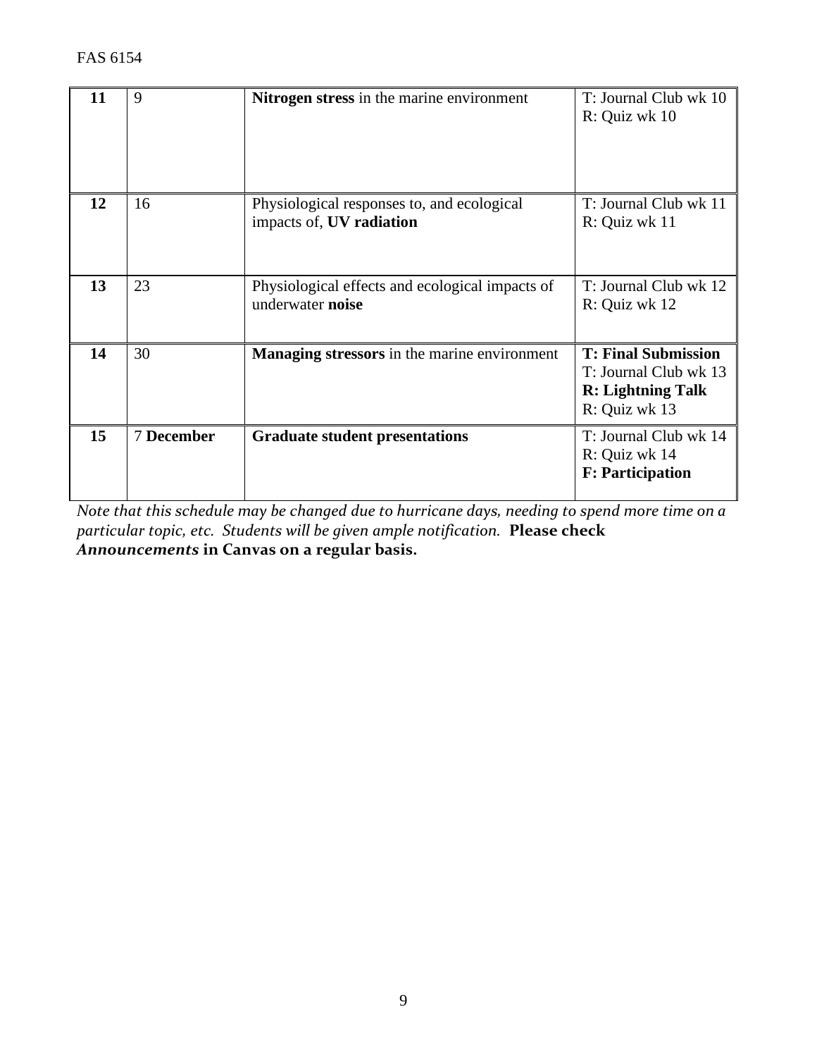| | | | |
|---|---|---|---|
| **11** | 9 | **Nitrogen stress** in the marine environment | T: Journal Club wk 10<br>R: Quiz wk 10 |
| **12** | 16 | Physiological responses to, and ecological impacts of, **UV radiation** | T: Journal Club wk 11<br>R: Quiz wk 11 |
| **13** | 23 | Physiological effects and ecological impacts of underwater **noise** | T: Journal Club wk 12<br>R: Quiz wk 12 |
| **14** | 30 | **Managing stressors** in the marine environment | **T: Final Submission**<br>T: Journal Club wk 13<br>**R: Lightning Talk**<br>R: Quiz wk 13 |
| **15** | 7 **December** | **Graduate student presentations** | T: Journal Club wk 14<br>R: Quiz wk 14<br>**F: Participation** |

*Note that this schedule may be changed due to hurricane days, needing to spend more time on a particular topic, etc. Students will be given ample notification.* **Please check *Announcements* in Canvas on a regular basis.**